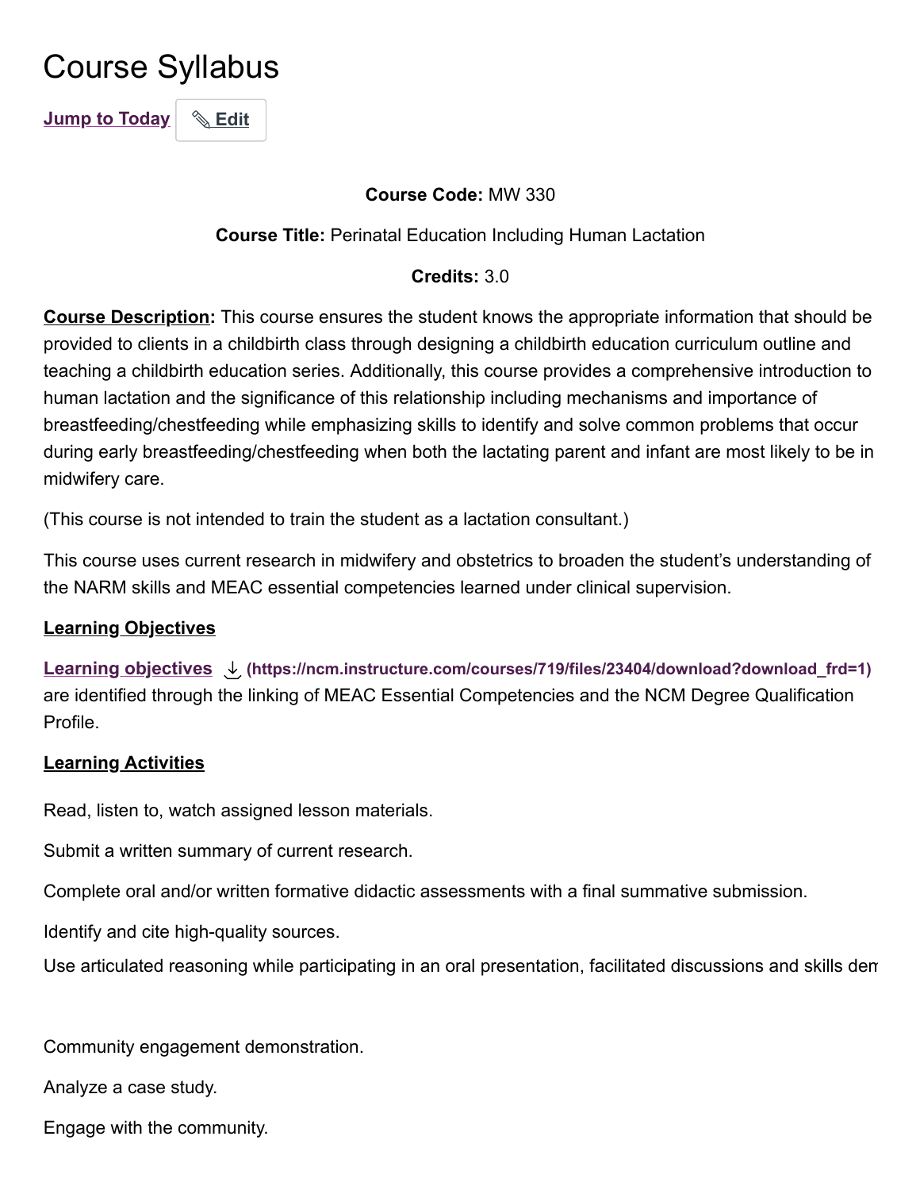# Course Syllabus

Jump to Today | Edit

**Course Code:** MW 330

**Course Title:** Perinatal Education Including Human Lactation

**Credits:** 3.0

**Course Description:** This course ensures the student knows the appropriate information that should be provided to clients in a childbirth class through designing a childbirth education curriculum outline and teaching a childbirth education series. Additionally, this course provides a comprehensive introduction to human lactation and the significance of this relationship including mechanisms and importance of breastfeeding/chestfeeding while emphasizing skills to identify and solve common problems that occur during early breastfeeding/chestfeeding when both the lactating parent and infant are most likely to be in midwifery care.

(This course is not intended to train the student as a lactation consultant.)

This course uses current research in midwifery and obstetrics to broaden the student's understanding of the NARM skills and MEAC essential competencies learned under clinical supervision.

## Learning Objectives

[Learning objectives](https://ncm.instructure.com/courses/719/files/23404/download?download_frd=1) are identified through the linking of MEAC Essential Competencies and the NCM Degree Qualification Profile.

## Learning Activities

Read, listen to, watch assigned lesson materials.

Submit a written summary of current research.

Complete oral and/or written formative didactic assessments with a final summative submission.

Identify and cite high-quality sources.

Use articulated reasoning while participating in an oral presentation, facilitated discussions and skills dem

Community engagement demonstration.

Analyze a case study.

Engage with the community.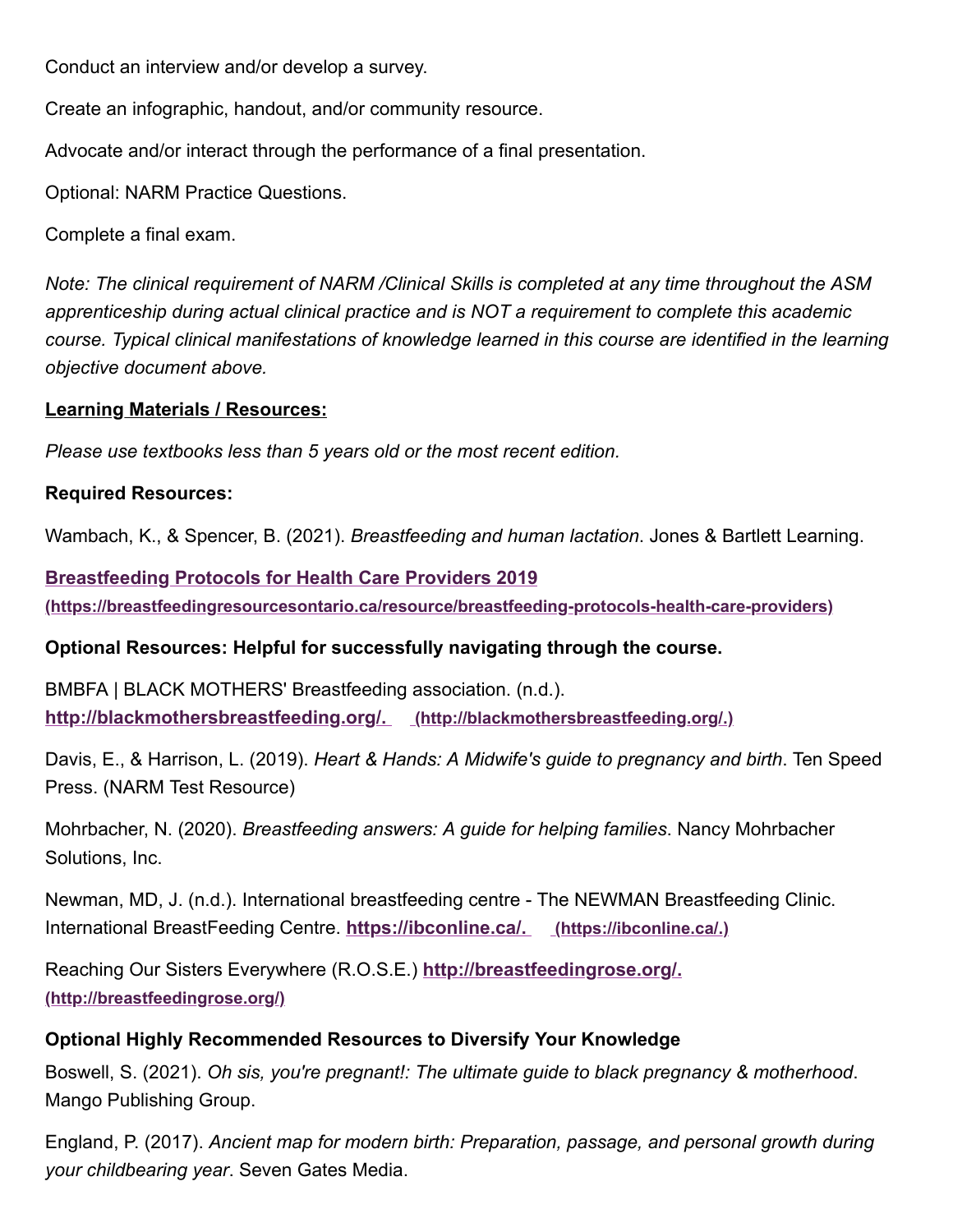Conduct an interview and/or develop a survey.

Create an infographic, handout, and/or community resource.

Advocate and/or interact through the performance of a final presentation.

Optional: NARM Practice Questions.

Complete a final exam.

*Note: The clinical requirement of NARM /Clinical Skills is completed at any time throughout the ASM apprenticeship during actual clinical practice and is NOT a requirement to complete this academic course. Typical clinical manifestations of knowledge learned in this course are identified in the learning objective document above.*

**Learning Materials / Resources:**

*Please use textbooks less than 5 years old or the most recent edition.*

**Required Resources:**

Wambach, K., & Spencer, B. (2021). *Breastfeeding and human lactation*. Jones & Bartlett Learning.

[Breastfeeding Protocols for Health Care Providers 2019](https://breastfeedingresourcesontario.ca/resource/breastfeeding-protocols-health-care-providers) (https://breastfeedingresourcesontario.ca/resource/breastfeeding-protocols-health-care-providers)

**Optional Resources: Helpful for successfully navigating through the course.**

BMBFA | BLACK MOTHERS' Breastfeeding association. (n.d.). [http://blackmothersbreastfeeding.org/.](http://blackmothersbreastfeeding.org/) (http://blackmothersbreastfeeding.org/.)

Davis, E., & Harrison, L. (2019). *Heart & Hands: A Midwife's guide to pregnancy and birth*. Ten Speed Press. (NARM Test Resource)

Mohrbacher, N. (2020). *Breastfeeding answers: A guide for helping families*. Nancy Mohrbacher Solutions, Inc.

Newman, MD, J. (n.d.). International breastfeeding centre - The NEWMAN Breastfeeding Clinic. International BreastFeeding Centre. [https://ibconline.ca/.](https://ibconline.ca/) (https://ibconline.ca/.)

Reaching Our Sisters Everywhere (R.O.S.E.) [http://breastfeedingrose.org/.](http://breastfeedingrose.org/) (http://breastfeedingrose.org/)

**Optional Highly Recommended Resources to Diversify Your Knowledge**

Boswell, S. (2021). *Oh sis, you're pregnant!: The ultimate guide to black pregnancy & motherhood*. Mango Publishing Group.

England, P. (2017). *Ancient map for modern birth: Preparation, passage, and personal growth during your childbearing year*. Seven Gates Media.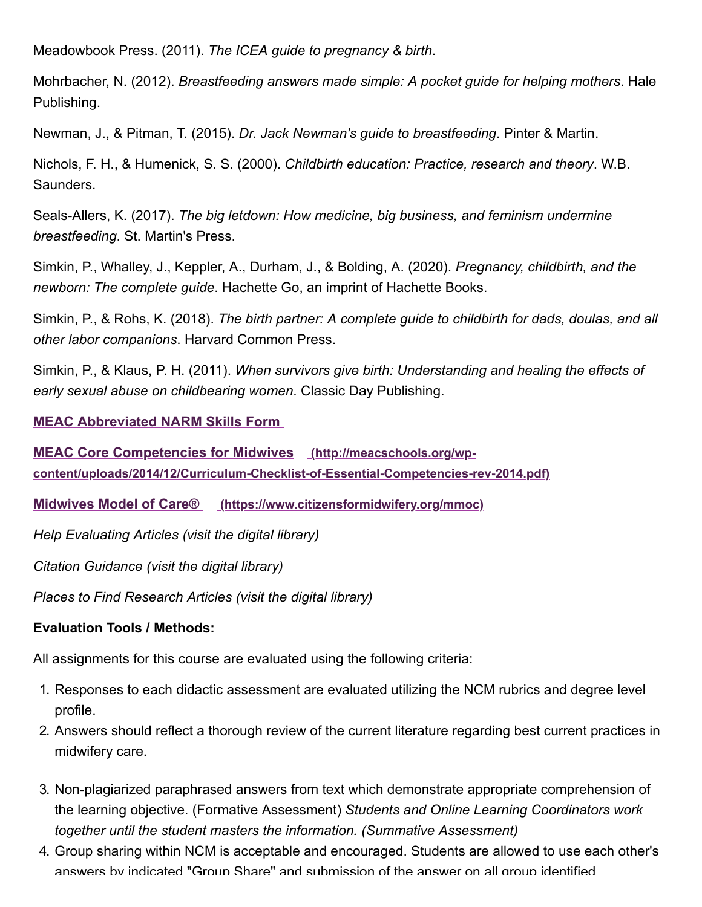Meadowbook Press. (2011). *The ICEA guide to pregnancy & birth*.

Mohrbacher, N. (2012). *Breastfeeding answers made simple: A pocket guide for helping mothers*. Hale Publishing.

Newman, J., & Pitman, T. (2015). *Dr. Jack Newman's guide to breastfeeding*. Pinter & Martin.

Nichols, F. H., & Humenick, S. S. (2000). *Childbirth education: Practice, research and theory*. W.B. Saunders.

Seals-Allers, K. (2017). *The big letdown: How medicine, big business, and feminism undermine breastfeeding*. St. Martin's Press.

Simkin, P., Whalley, J., Keppler, A., Durham, J., & Bolding, A. (2020). *Pregnancy, childbirth, and the newborn: The complete guide*. Hachette Go, an imprint of Hachette Books.

Simkin, P., & Rohs, K. (2018). *The birth partner: A complete guide to childbirth for dads, doulas, and all other labor companions*. Harvard Common Press.

Simkin, P., & Klaus, P. H. (2011). *When survivors give birth: Understanding and healing the effects of early sexual abuse on childbearing women*. Classic Day Publishing.

**MEAC Abbreviated NARM Skills Form**

**MEAC Core Competencies for Midwives** (http://meacschools.org/wp-content/uploads/2014/12/Curriculum-Checklist-of-Essential-Competencies-rev-2014.pdf)

**Midwives Model of Care®** (https://www.citizensformidwifery.org/mmoc)

*Help Evaluating Articles (visit the digital library)*

*Citation Guidance (visit the digital library)*

*Places to Find Research Articles (visit the digital library)*

**Evaluation Tools / Methods:**

All assignments for this course are evaluated using the following criteria:

1. Responses to each didactic assessment are evaluated utilizing the NCM rubrics and degree level profile.
2. Answers should reflect a thorough review of the current literature regarding best current practices in midwifery care.
3. Non-plagiarized paraphrased answers from text which demonstrate appropriate comprehension of the learning objective. (Formative Assessment) *Students and Online Learning Coordinators work together until the student masters the information. (Summative Assessment)*
4. Group sharing within NCM is acceptable and encouraged. Students are allowed to use each other's answers by indicated "Group Share" and submission of the answer on all group identified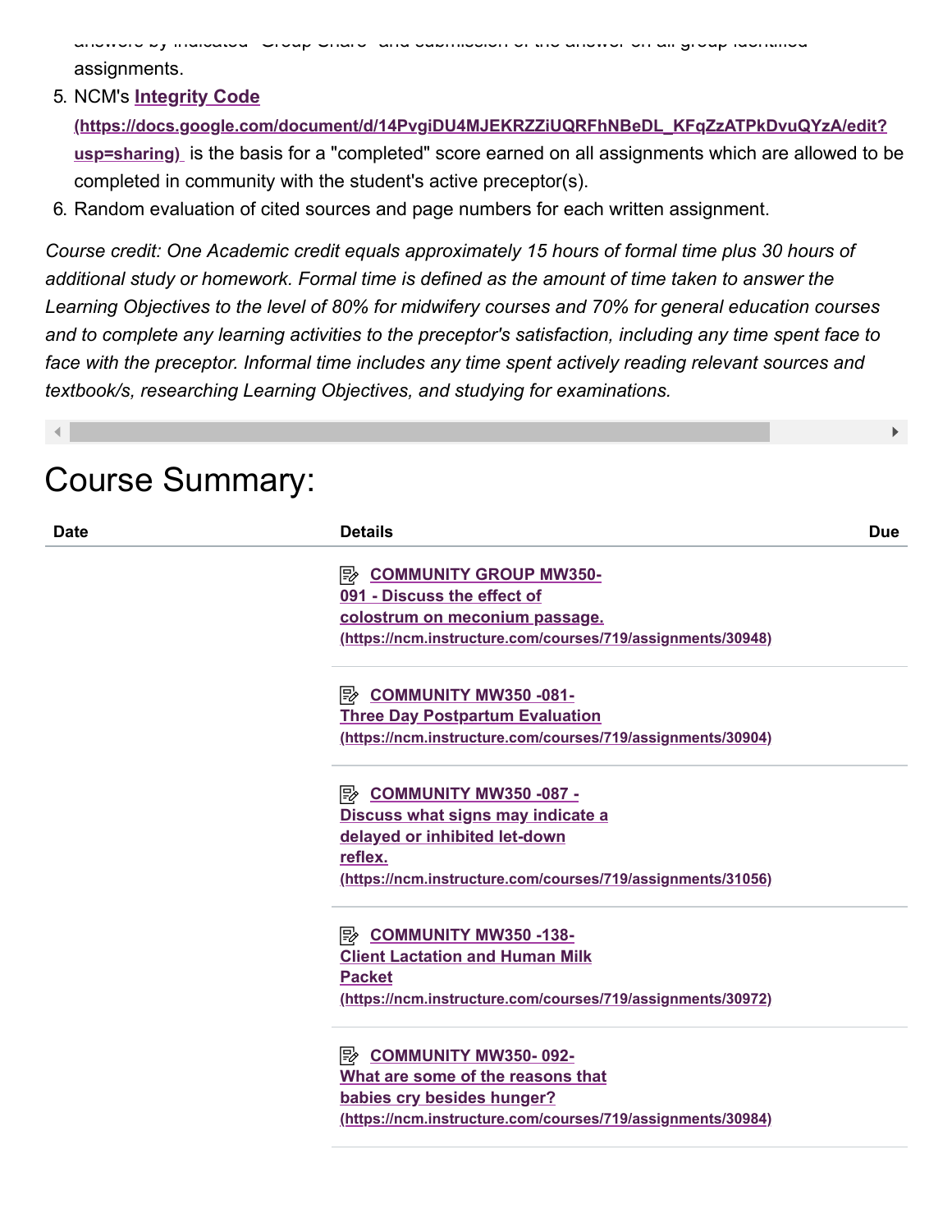answers by indicated "Group Share" and submission of the answer on all group identified assignments.

5. NCM's **Integrity Code (https://docs.google.com/document/d/14PvgiDU4MJEKRZZiUQRFhNBeDL_KFqZzATPkDvuQYzA/edit?usp=sharing)** is the basis for a "completed" score earned on all assignments which are allowed to be completed in community with the student's active preceptor(s).
6. Random evaluation of cited sources and page numbers for each written assignment.

*Course credit: One Academic credit equals approximately 15 hours of formal time plus 30 hours of additional study or homework. Formal time is defined as the amount of time taken to answer the Learning Objectives to the level of 80% for midwifery courses and 70% for general education courses and to complete any learning activities to the preceptor's satisfaction, including any time spent face to face with the preceptor. Informal time includes any time spent actively reading relevant sources and textbook/s, researching Learning Objectives, and studying for examinations.*

# Course Summary:

| Date | Details | Due |
| --- | --- | --- |
| | COMMUNITY GROUP MW350-091 - Discuss the effect of colostrum on meconium passage. (https://ncm.instructure.com/courses/719/assignments/30948) | |
| | COMMUNITY MW350 -081- Three Day Postpartum Evaluation (https://ncm.instructure.com/courses/719/assignments/30904) | |
| | COMMUNITY MW350 -087 - Discuss what signs may indicate a delayed or inhibited let-down reflex. (https://ncm.instructure.com/courses/719/assignments/31056) | |
| | COMMUNITY MW350 -138- Client Lactation and Human Milk Packet (https://ncm.instructure.com/courses/719/assignments/30972) | |
| | COMMUNITY MW350- 092- What are some of the reasons that babies cry besides hunger? (https://ncm.instructure.com/courses/719/assignments/30984) | |